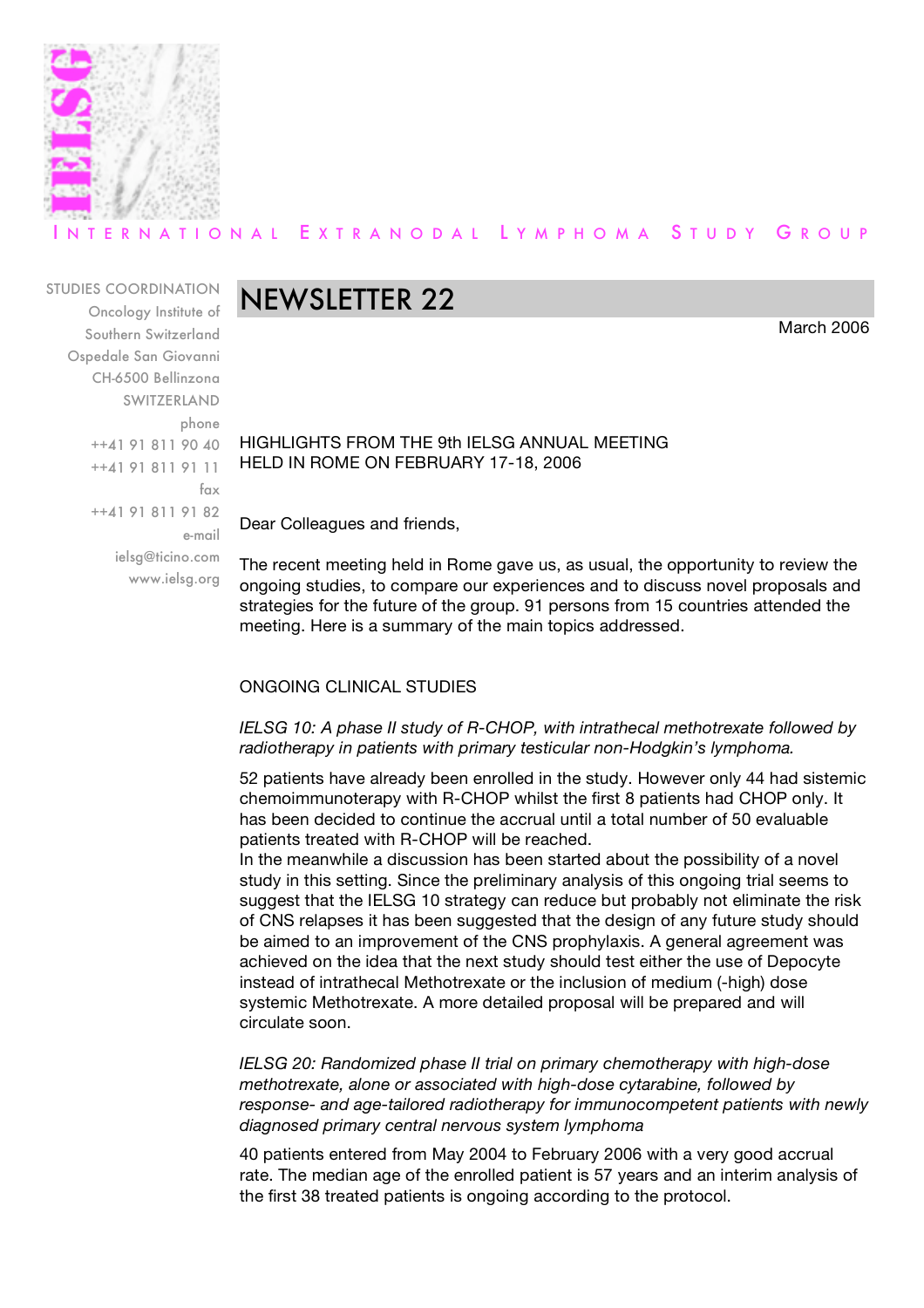# International Extranodal Lymphoma Study Group

STUDIES COORDINATION
Oncology Institute of
Southern Switzerland
Ospedale San Giovanni
CH-6500 Bellinzona
SWITZERLAND
phone
++41 91 811 90 40
++41 91 811 91 11
fax
++41 91 811 91 82
e-mail
ielsg@ticino.com
www.ielsg.org

## NEWSLETTER 22

March 2006

HIGHLIGHTS FROM THE 9th IELSG ANNUAL MEETING
HELD IN ROME ON FEBRUARY 17-18, 2006

Dear Colleagues and friends,

The recent meeting held in Rome gave us, as usual, the opportunity to review the ongoing studies, to compare our experiences and to discuss novel proposals and strategies for the future of the group. 91 persons from 15 countries attended the meeting. Here is a summary of the main topics addressed.

### ONGOING CLINICAL STUDIES

*IELSG 10: A phase II study of R-CHOP, with intrathecal methotrexate followed by radiotherapy in patients with primary testicular non-Hodgkin's lymphoma.*

52 patients have already been enrolled in the study. However only 44 had sistemic chemoimmunoterapy with R-CHOP whilst the first 8 patients had CHOP only. It has been decided to continue the accrual until a total number of 50 evaluable patients treated with R-CHOP will be reached.
In the meanwhile a discussion has been started about the possibility of a novel study in this setting. Since the preliminary analysis of this ongoing trial seems to suggest that the IELSG 10 strategy can reduce but probably not eliminate the risk of CNS relapses it has been suggested that the design of any future study should be aimed to an improvement of the CNS prophylaxis. A general agreement was achieved on the idea that the next study should test either the use of Depocyte instead of intrathecal Methotrexate or the inclusion of medium (-high) dose systemic Methotrexate. A more detailed proposal will be prepared and will circulate soon.

*IELSG 20: Randomized phase II trial on primary chemotherapy with high-dose methotrexate, alone or associated with high-dose cytarabine, followed by response- and age-tailored radiotherapy for immunocompetent patients with newly diagnosed primary central nervous system lymphoma*

40 patients entered from May 2004 to February 2006 with a very good accrual rate. The median age of the enrolled patient is 57 years and an interim analysis of the first 38 treated patients is ongoing according to the protocol.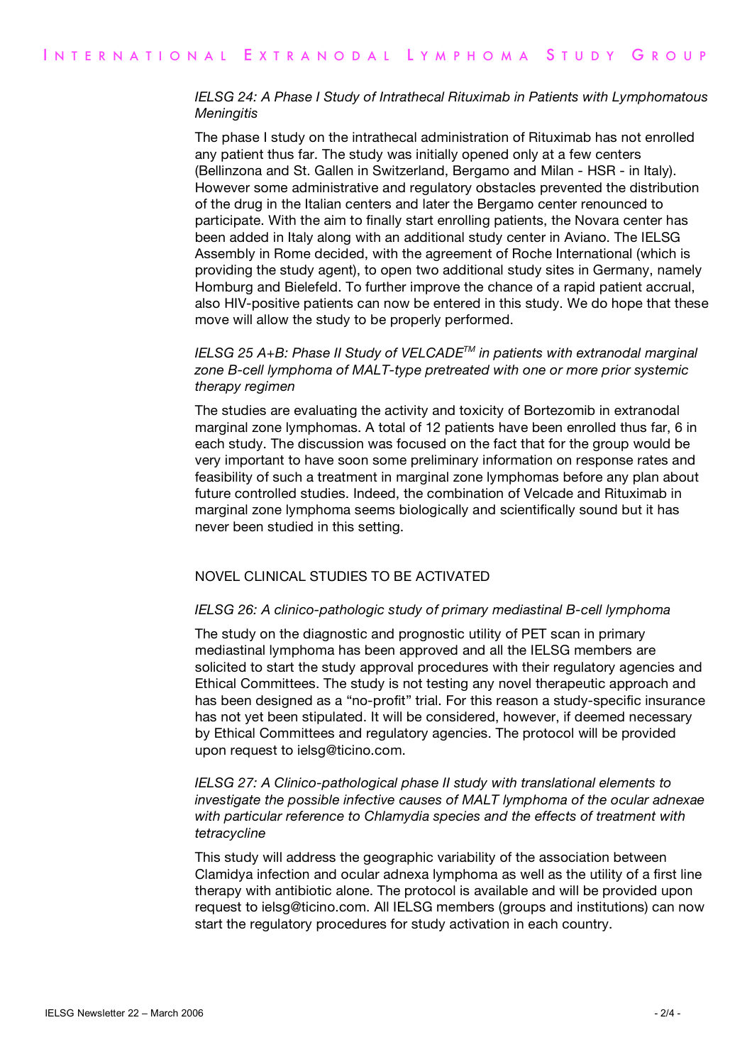*IELSG 24: A Phase I Study of Intrathecal Rituximab in Patients with Lymphomatous Meningitis*

The phase I study on the intrathecal administration of Rituximab has not enrolled any patient thus far. The study was initially opened only at a few centers (Bellinzona and St. Gallen in Switzerland, Bergamo and Milan - HSR - in Italy). However some administrative and regulatory obstacles prevented the distribution of the drug in the Italian centers and later the Bergamo center renounced to participate. With the aim to finally start enrolling patients, the Novara center has been added in Italy along with an additional study center in Aviano. The IELSG Assembly in Rome decided, with the agreement of Roche International (which is providing the study agent), to open two additional study sites in Germany, namely Homburg and Bielefeld. To further improve the chance of a rapid patient accrual, also HIV-positive patients can now be entered in this study. We do hope that these move will allow the study to be properly performed.

*IELSG 25 A+B: Phase II Study of VELCADE™ in patients with extranodal marginal zone B-cell lymphoma of MALT-type pretreated with one or more prior systemic therapy regimen*

The studies are evaluating the activity and toxicity of Bortezomib in extranodal marginal zone lymphomas. A total of 12 patients have been enrolled thus far, 6 in each study. The discussion was focused on the fact that for the group would be very important to have soon some preliminary information on response rates and feasibility of such a treatment in marginal zone lymphomas before any plan about future controlled studies. Indeed, the combination of Velcade and Rituximab in marginal zone lymphoma seems biologically and scientifically sound but it has never been studied in this setting.

## NOVEL CLINICAL STUDIES TO BE ACTIVATED

*IELSG 26: A clinico-pathologic study of primary mediastinal B-cell lymphoma*

The study on the diagnostic and prognostic utility of PET scan in primary mediastinal lymphoma has been approved and all the IELSG members are solicited to start the study approval procedures with their regulatory agencies and Ethical Committees. The study is not testing any novel therapeutic approach and has been designed as a "no-profit" trial. For this reason a study-specific insurance has not yet been stipulated. It will be considered, however, if deemed necessary by Ethical Committees and regulatory agencies. The protocol will be provided upon request to ielsg@ticino.com.

*IELSG 27: A Clinico-pathological phase II study with translational elements to investigate the possible infective causes of MALT lymphoma of the ocular adnexae with particular reference to Chlamydia species and the effects of treatment with tetracycline*

This study will address the geographic variability of the association between Clamidya infection and ocular adnexa lymphoma as well as the utility of a first line therapy with antibiotic alone. The protocol is available and will be provided upon request to ielsg@ticino.com. All IELSG members (groups and institutions) can now start the regulatory procedures for study activation in each country.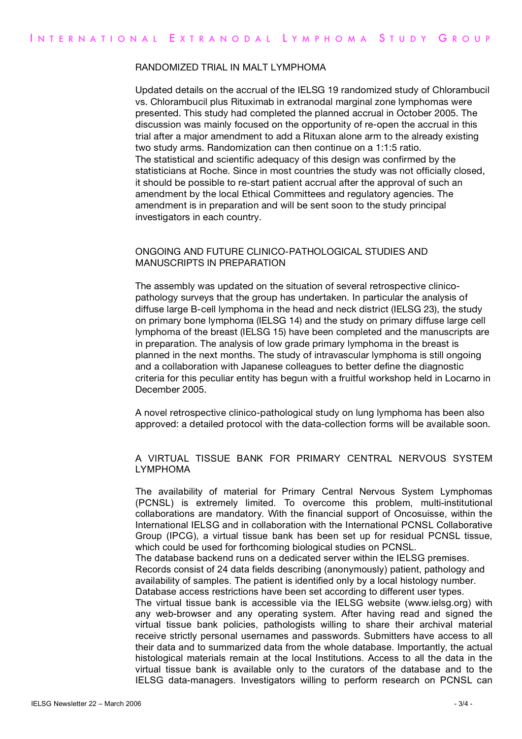## RANDOMIZED TRIAL IN MALT LYMPHOMA

Updated details on the accrual of the IELSG 19 randomized study of Chlorambucil vs. Chlorambucil plus Rituximab in extranodal marginal zone lymphomas were presented. This study had completed the planned accrual in October 2005. The discussion was mainly focused on the opportunity of re-open the accrual in this trial after a major amendment to add a Rituxan alone arm to the already existing two study arms. Randomization can then continue on a 1:1:5 ratio.
The statistical and scientific adequacy of this design was confirmed by the statisticians at Roche. Since in most countries the study was not officially closed, it should be possible to re-start patient accrual after the approval of such an amendment by the local Ethical Committees and regulatory agencies. The amendment is in preparation and will be sent soon to the study principal investigators in each country.

## ONGOING AND FUTURE CLINICO-PATHOLOGICAL STUDIES AND MANUSCRIPTS IN PREPARATION

The assembly was updated on the situation of several retrospective clinico-pathology surveys that the group has undertaken. In particular the analysis of diffuse large B-cell lymphoma in the head and neck district (IELSG 23), the study on primary bone lymphoma (IELSG 14) and the study on primary diffuse large cell lymphoma of the breast (IELSG 15) have been completed and the manuscripts are in preparation. The analysis of low grade primary lymphoma in the breast is planned in the next months. The study of intravascular lymphoma is still ongoing and a collaboration with Japanese colleagues to better define the diagnostic criteria for this peculiar entity has begun with a fruitful workshop held in Locarno in December 2005.

A novel retrospective clinico-pathological study on lung lymphoma has been also approved: a detailed protocol with the data-collection forms will be available soon.

## A VIRTUAL TISSUE BANK FOR PRIMARY CENTRAL NERVOUS SYSTEM LYMPHOMA

The availability of material for Primary Central Nervous System Lymphomas (PCNSL) is extremely limited. To overcome this problem, multi-institutional collaborations are mandatory. With the financial support of Oncosuisse, within the International IELSG and in collaboration with the International PCNSL Collaborative Group (IPCG), a virtual tissue bank has been set up for residual PCNSL tissue, which could be used for forthcoming biological studies on PCNSL.
The database backend runs on a dedicated server within the IELSG premises.
Records consist of 24 data fields describing (anonymously) patient, pathology and availability of samples. The patient is identified only by a local histology number.
Database access restrictions have been set according to different user types.
The virtual tissue bank is accessible via the IELSG website (www.ielsg.org) with any web-browser and any operating system. After having read and signed the virtual tissue bank policies, pathologists willing to share their archival material receive strictly personal usernames and passwords. Submitters have access to all their data and to summarized data from the whole database. Importantly, the actual histological materials remain at the local Institutions. Access to all the data in the virtual tissue bank is available only to the curators of the database and to the IELSG data-managers. Investigators willing to perform research on PCNSL can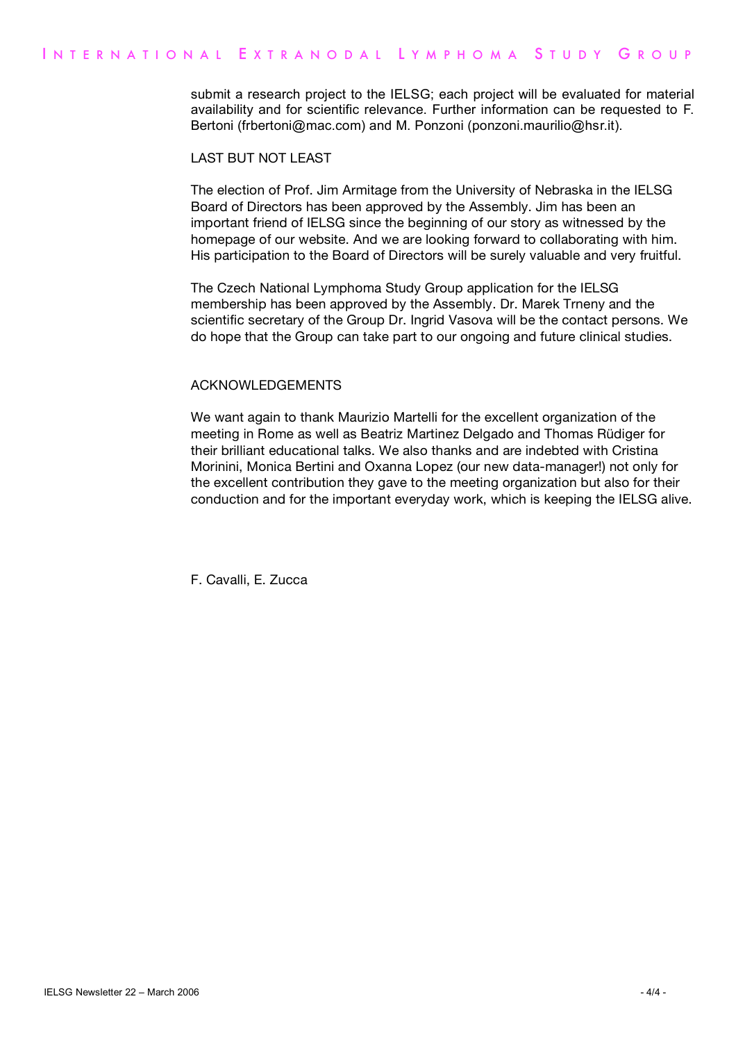submit a research project to the IELSG; each project will be evaluated for material availability and for scientific relevance. Further information can be requested to F. Bertoni (frbertoni@mac.com) and M. Ponzoni (ponzoni.maurilio@hsr.it).

## LAST BUT NOT LEAST

The election of Prof. Jim Armitage from the University of Nebraska in the IELSG Board of Directors has been approved by the Assembly. Jim has been an important friend of IELSG since the beginning of our story as witnessed by the homepage of our website. And we are looking forward to collaborating with him. His participation to the Board of Directors will be surely valuable and very fruitful.

The Czech National Lymphoma Study Group application for the IELSG membership has been approved by the Assembly. Dr. Marek Trneny and the scientific secretary of the Group Dr. Ingrid Vasova will be the contact persons. We do hope that the Group can take part to our ongoing and future clinical studies.

## ACKNOWLEDGEMENTS

We want again to thank Maurizio Martelli for the excellent organization of the meeting in Rome as well as Beatriz Martinez Delgado and Thomas Rüdiger for their brilliant educational talks. We also thanks and are indebted with Cristina Morinini, Monica Bertini and Oxanna Lopez (our new data-manager!) not only for the excellent contribution they gave to the meeting organization but also for their conduction and for the important everyday work, which is keeping the IELSG alive.

F. Cavalli, E. Zucca